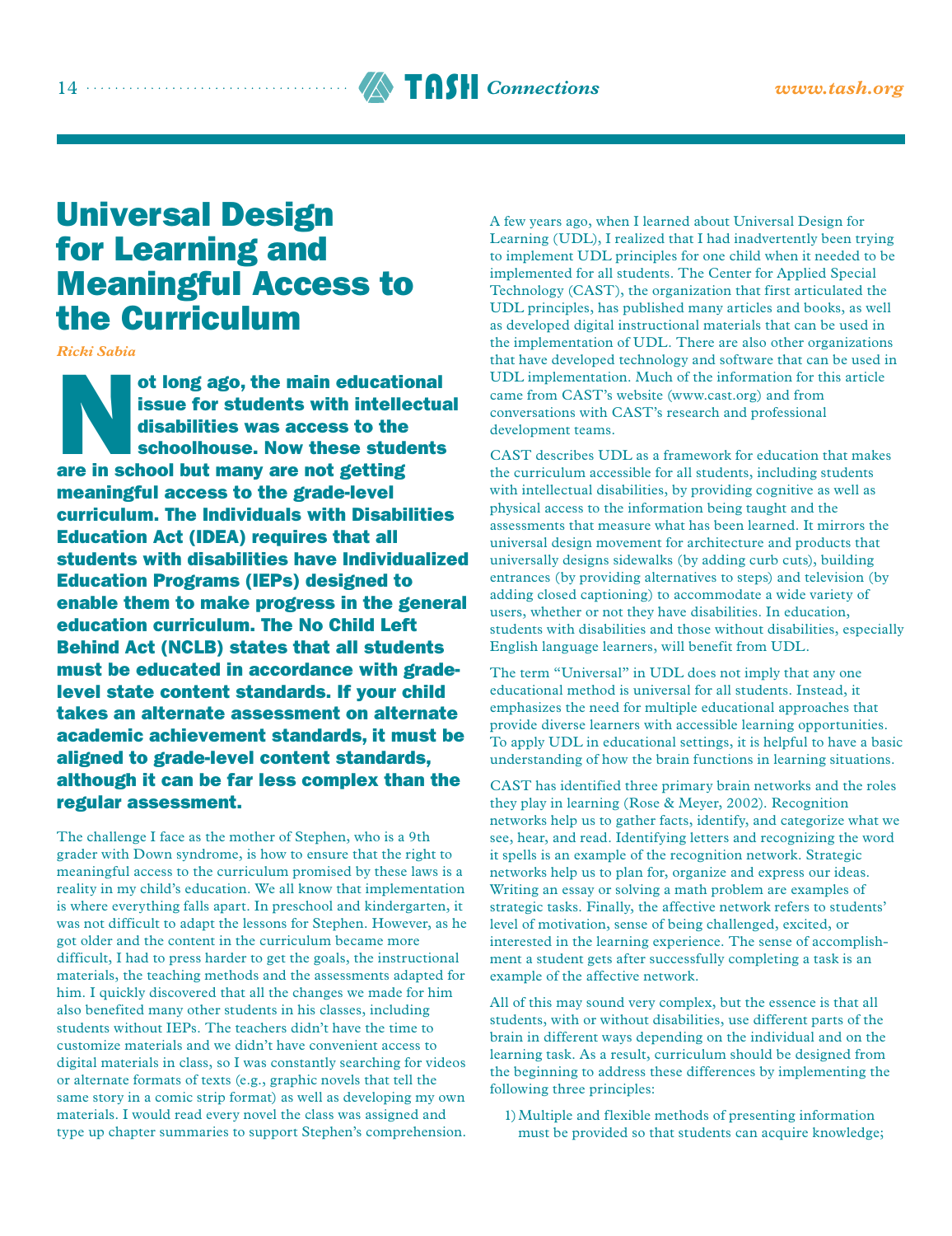# Universal Design for Learning and Meaningful Access to the Curriculum

*Ricki Sabia*

**Not long ago, the main educational issue for students with intellectual disabilities was access to the schoolhouse. Now these students are in school but many are not getting meaningful access to the grade-level curriculum. The Individuals with Disabilities Education Act (IDEA) requires that all students with disabilities have Individualized Education Programs (IEPs) designed to enable them to make progress in the general education curriculum. The No Child Left Behind Act (NCLB) states that all students must be educated in accordance with grade-level state content standards. If your child takes an alternate assessment on alternate academic achievement standards, it must be aligned to grade-level content standards, although it can be far less complex than the regular assessment.**

The challenge I face as the mother of Stephen, who is a 9th grader with Down syndrome, is how to ensure that the right to meaningful access to the curriculum promised by these laws is a reality in my child's education. We all know that implementation is where everything falls apart. In preschool and kindergarten, it was not difficult to adapt the lessons for Stephen. However, as he got older and the content in the curriculum became more difficult, I had to press harder to get the goals, the instructional materials, the teaching methods and the assessments adapted for him. I quickly discovered that all the changes we made for him also benefited many other students in his classes, including students without IEPs. The teachers didn't have the time to customize materials and we didn't have convenient access to digital materials in class, so I was constantly searching for videos or alternate formats of texts (e.g., graphic novels that tell the same story in a comic strip format) as well as developing my own materials. I would read every novel the class was assigned and type up chapter summaries to support Stephen's comprehension.

A few years ago, when I learned about Universal Design for Learning (UDL), I realized that I had inadvertently been trying to implement UDL principles for one child when it needed to be implemented for all students. The Center for Applied Special Technology (CAST), the organization that first articulated the UDL principles, has published many articles and books, as well as developed digital instructional materials that can be used in the implementation of UDL. There are also other organizations that have developed technology and software that can be used in UDL implementation. Much of the information for this article came from CAST's website (www.cast.org) and from conversations with CAST's research and professional development teams.

CAST describes UDL as a framework for education that makes the curriculum accessible for all students, including students with intellectual disabilities, by providing cognitive as well as physical access to the information being taught and the assessments that measure what has been learned. It mirrors the universal design movement for architecture and products that universally designs sidewalks (by adding curb cuts), building entrances (by providing alternatives to steps) and television (by adding closed captioning) to accommodate a wide variety of users, whether or not they have disabilities. In education, students with disabilities and those without disabilities, especially English language learners, will benefit from UDL.

The term "Universal" in UDL does not imply that any one educational method is universal for all students. Instead, it emphasizes the need for multiple educational approaches that provide diverse learners with accessible learning opportunities. To apply UDL in educational settings, it is helpful to have a basic understanding of how the brain functions in learning situations.

CAST has identified three primary brain networks and the roles they play in learning (Rose & Meyer, 2002). Recognition networks help us to gather facts, identify, and categorize what we see, hear, and read. Identifying letters and recognizing the word it spells is an example of the recognition network. Strategic networks help us to plan for, organize and express our ideas. Writing an essay or solving a math problem are examples of strategic tasks. Finally, the affective network refers to students' level of motivation, sense of being challenged, excited, or interested in the learning experience. The sense of accomplishment a student gets after successfully completing a task is an example of the affective network.

All of this may sound very complex, but the essence is that all students, with or without disabilities, use different parts of the brain in different ways depending on the individual and on the learning task. As a result, curriculum should be designed from the beginning to address these differences by implementing the following three principles:

1) Multiple and flexible methods of presenting information must be provided so that students can acquire knowledge;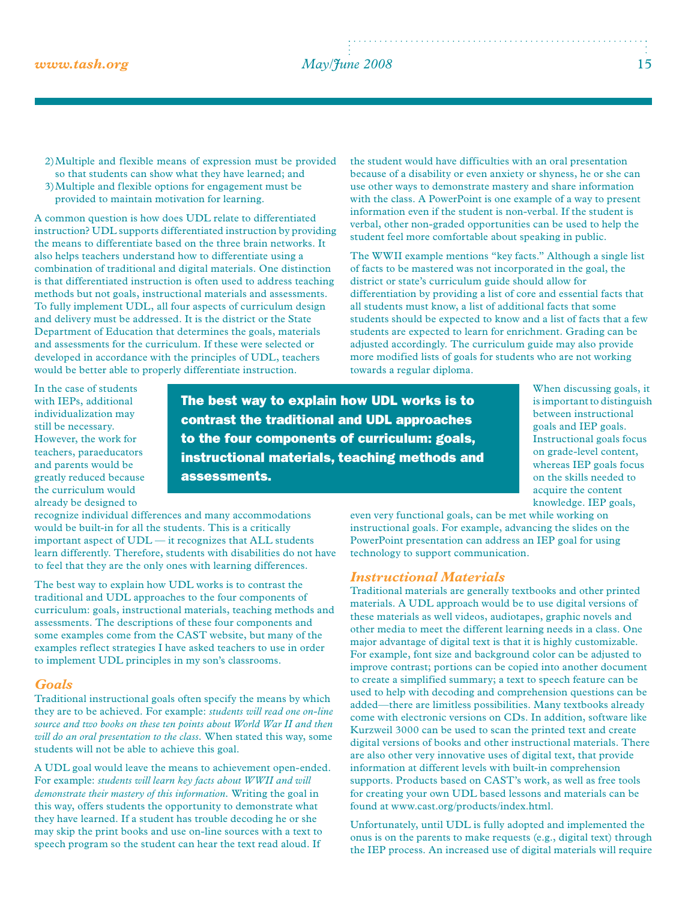2) Multiple and flexible means of expression must be provided so that students can show what they have learned; and
3) Multiple and flexible options for engagement must be provided to maintain motivation for learning.

A common question is how does UDL relate to differentiated instruction? UDL supports differentiated instruction by providing the means to differentiate based on the three brain networks. It also helps teachers understand how to differentiate using a combination of traditional and digital materials. One distinction is that differentiated instruction is often used to address teaching methods but not goals, instructional materials and assessments. To fully implement UDL, all four aspects of curriculum design and delivery must be addressed. It is the district or the State Department of Education that determines the goals, materials and assessments for the curriculum. If these were selected or developed in accordance with the principles of UDL, teachers would be better able to properly differentiate instruction.

In the case of students with IEPs, additional individualization may still be necessary. However, the work for teachers, paraeducators and parents would be greatly reduced because the curriculum would already be designed to recognize individual differences and many accommodations would be built-in for all the students. This is a critically important aspect of UDL — it recognizes that ALL students learn differently. Therefore, students with disabilities do not have to feel that they are the only ones with learning differences.

**The best way to explain how UDL works is to contrast the traditional and UDL approaches to the four components of curriculum: goals, instructional materials, teaching methods and assessments.**

The best way to explain how UDL works is to contrast the traditional and UDL approaches to the four components of curriculum: goals, instructional materials, teaching methods and assessments. The descriptions of these four components and some examples come from the CAST website, but many of the examples reflect strategies I have asked teachers to use in order to implement UDL principles in my son's classrooms.

## *Goals*

Traditional instructional goals often specify the means by which they are to be achieved. For example: *students will read one on-line source and two books on these ten points about World War II and then will do an oral presentation to the class*. When stated this way, some students will not be able to achieve this goal.

A UDL goal would leave the means to achievement open-ended. For example: *students will learn key facts about WWII and will demonstrate their mastery of this information*. Writing the goal in this way, offers students the opportunity to demonstrate what they have learned. If a student has trouble decoding he or she may skip the print books and use on-line sources with a text to speech program so the student can hear the text read aloud. If the student would have difficulties with an oral presentation because of a disability or even anxiety or shyness, he or she can use other ways to demonstrate mastery and share information with the class. A PowerPoint is one example of a way to present information even if the student is non-verbal. If the student is verbal, other non-graded opportunities can be used to help the student feel more comfortable about speaking in public.

The WWII example mentions "key facts." Although a single list of facts to be mastered was not incorporated in the goal, the district or state's curriculum guide should allow for differentiation by providing a list of core and essential facts that all students must know, a list of additional facts that some students should be expected to know and a list of facts that a few students are expected to learn for enrichment. Grading can be adjusted accordingly. The curriculum guide may also provide more modified lists of goals for students who are not working towards a regular diploma.

When discussing goals, it is important to distinguish between instructional goals and IEP goals. Instructional goals focus on grade-level content, whereas IEP goals focus on the skills needed to acquire the content knowledge. IEP goals, even very functional goals, can be met while working on instructional goals. For example, advancing the slides on the PowerPoint presentation can address an IEP goal for using technology to support communication.

## *Instructional Materials*

Traditional materials are generally textbooks and other printed materials. A UDL approach would be to use digital versions of these materials as well videos, audiotapes, graphic novels and other media to meet the different learning needs in a class. One major advantage of digital text is that it is highly customizable. For example, font size and background color can be adjusted to improve contrast; portions can be copied into another document to create a simplified summary; a text to speech feature can be used to help with decoding and comprehension questions can be added—there are limitless possibilities. Many textbooks already come with electronic versions on CDs. In addition, software like Kurzweil 3000 can be used to scan the printed text and create digital versions of books and other instructional materials. There are also other very innovative uses of digital text, that provide information at different levels with built-in comprehension supports. Products based on CAST's work, as well as free tools for creating your own UDL based lessons and materials can be found at www.cast.org/products/index.html.

Unfortunately, until UDL is fully adopted and implemented the onus is on the parents to make requests (e.g., digital text) through the IEP process. An increased use of digital materials will require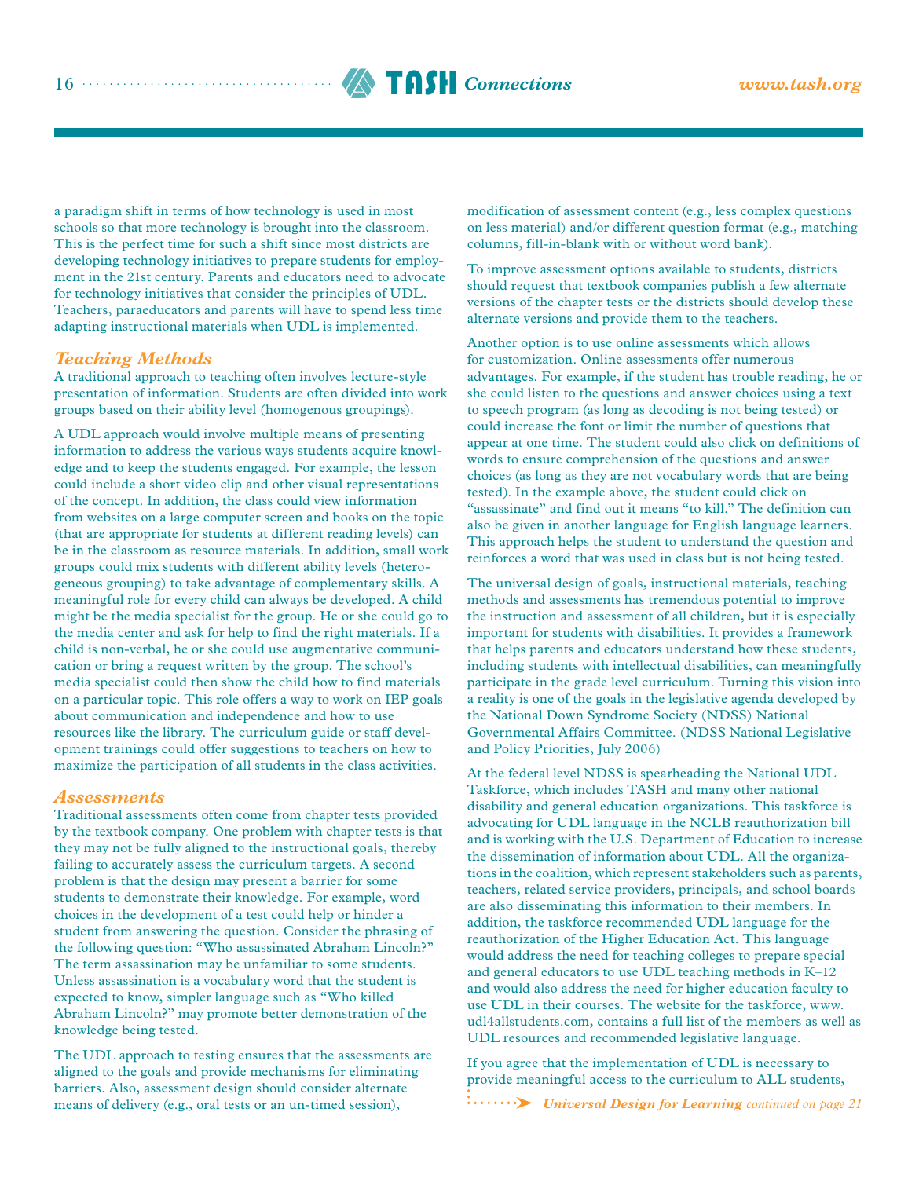a paradigm shift in terms of how technology is used in most schools so that more technology is brought into the classroom. This is the perfect time for such a shift since most districts are developing technology initiatives to prepare students for employment in the 21st century. Parents and educators need to advocate for technology initiatives that consider the principles of UDL. Teachers, paraeducators and parents will have to spend less time adapting instructional materials when UDL is implemented.

### *Teaching Methods*

A traditional approach to teaching often involves lecture-style presentation of information. Students are often divided into work groups based on their ability level (homogenous groupings).

A UDL approach would involve multiple means of presenting information to address the various ways students acquire knowledge and to keep the students engaged. For example, the lesson could include a short video clip and other visual representations of the concept. In addition, the class could view information from websites on a large computer screen and books on the topic (that are appropriate for students at different reading levels) can be in the classroom as resource materials. In addition, small work groups could mix students with different ability levels (heterogeneous grouping) to take advantage of complementary skills. A meaningful role for every child can always be developed. A child might be the media specialist for the group. He or she could go to the media center and ask for help to find the right materials. If a child is non-verbal, he or she could use augmentative communication or bring a request written by the group. The school's media specialist could then show the child how to find materials on a particular topic. This role offers a way to work on IEP goals about communication and independence and how to use resources like the library. The curriculum guide or staff development trainings could offer suggestions to teachers on how to maximize the participation of all students in the class activities.

### *Assessments*

Traditional assessments often come from chapter tests provided by the textbook company. One problem with chapter tests is that they may not be fully aligned to the instructional goals, thereby failing to accurately assess the curriculum targets. A second problem is that the design may present a barrier for some students to demonstrate their knowledge. For example, word choices in the development of a test could help or hinder a student from answering the question. Consider the phrasing of the following question: "Who assassinated Abraham Lincoln?" The term assassination may be unfamiliar to some students. Unless assassination is a vocabulary word that the student is expected to know, simpler language such as "Who killed Abraham Lincoln?" may promote better demonstration of the knowledge being tested.

The UDL approach to testing ensures that the assessments are aligned to the goals and provide mechanisms for eliminating barriers. Also, assessment design should consider alternate means of delivery (e.g., oral tests or an un-timed session), modification of assessment content (e.g., less complex questions on less material) and/or different question format (e.g., matching columns, fill-in-blank with or without word bank).

To improve assessment options available to students, districts should request that textbook companies publish a few alternate versions of the chapter tests or the districts should develop these alternate versions and provide them to the teachers.

Another option is to use online assessments which allows for customization. Online assessments offer numerous advantages. For example, if the student has trouble reading, he or she could listen to the questions and answer choices using a text to speech program (as long as decoding is not being tested) or could increase the font or limit the number of questions that appear at one time. The student could also click on definitions of words to ensure comprehension of the questions and answer choices (as long as they are not vocabulary words that are being tested). In the example above, the student could click on "assassinate" and find out it means "to kill." The definition can also be given in another language for English language learners. This approach helps the student to understand the question and reinforces a word that was used in class but is not being tested.

The universal design of goals, instructional materials, teaching methods and assessments has tremendous potential to improve the instruction and assessment of all children, but it is especially important for students with disabilities. It provides a framework that helps parents and educators understand how these students, including students with intellectual disabilities, can meaningfully participate in the grade level curriculum. Turning this vision into a reality is one of the goals in the legislative agenda developed by the National Down Syndrome Society (NDSS) National Governmental Affairs Committee. (NDSS National Legislative and Policy Priorities, July 2006)

At the federal level NDSS is spearheading the National UDL Taskforce, which includes TASH and many other national disability and general education organizations. This taskforce is advocating for UDL language in the NCLB reauthorization bill and is working with the U.S. Department of Education to increase the dissemination of information about UDL. All the organizations in the coalition, which represent stakeholders such as parents, teachers, related service providers, principals, and school boards are also disseminating this information to their members. In addition, the taskforce recommended UDL language for the reauthorization of the Higher Education Act. This language would address the need for teaching colleges to prepare special and general educators to use UDL teaching methods in K–12 and would also address the need for higher education faculty to use UDL in their courses. The website for the taskforce, www.udl4allstudents.com, contains a full list of the members as well as UDL resources and recommended legislative language.

If you agree that the implementation of UDL is necessary to provide meaningful access to the curriculum to ALL students,

***Universal Design for Learning*** *continued on page 21*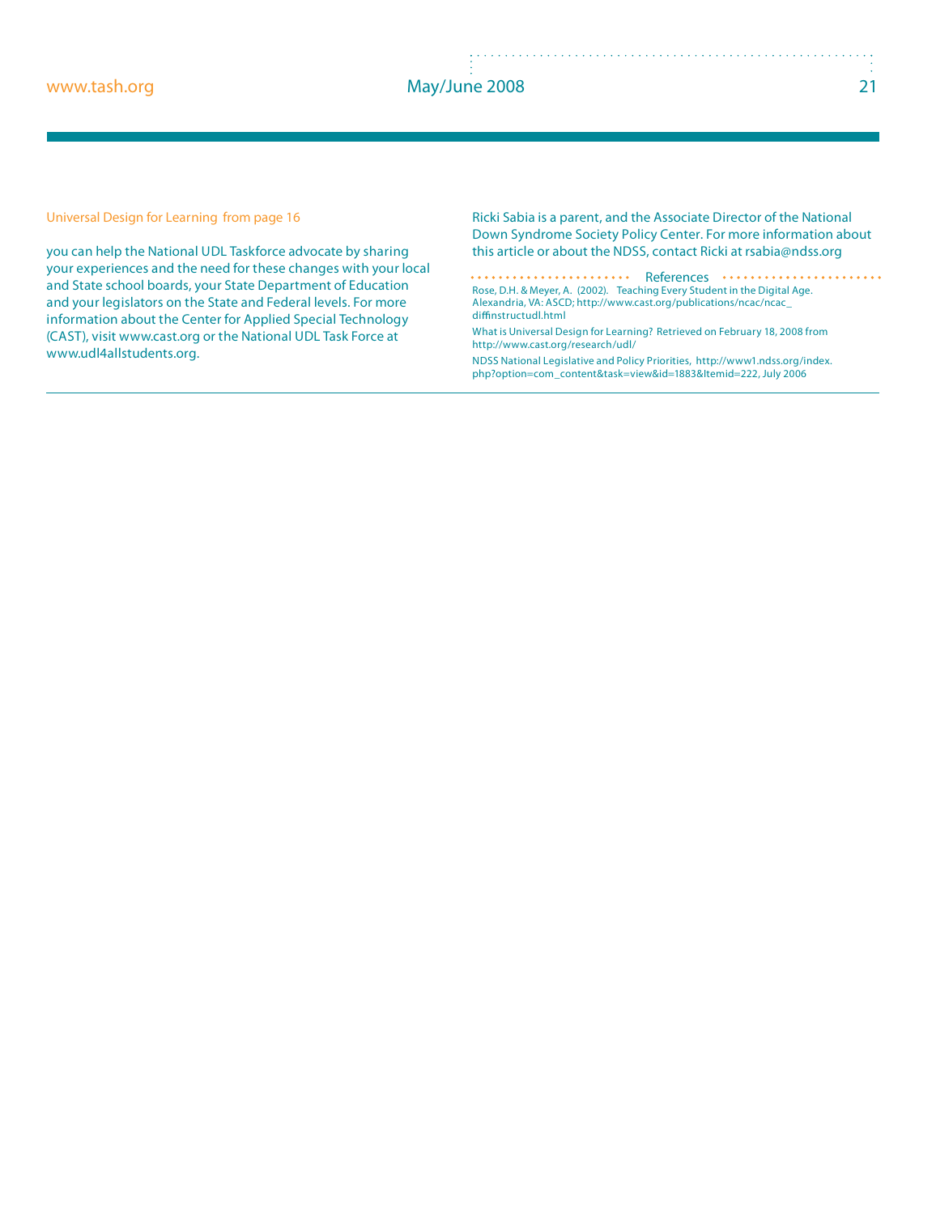Universal Design for Learning from page 16

you can help the National UDL Taskforce advocate by sharing your experiences and the need for these changes with your local and State school boards, your State Department of Education and your legislators on the State and Federal levels. For more information about the Center for Applied Special Technology (CAST), visit www.cast.org or the National UDL Task Force at www.udl4allstudents.org.

Ricki Sabia is a parent, and the Associate Director of the National Down Syndrome Society Policy Center. For more information about this article or about the NDSS, contact Ricki at rsabia@ndss.org

## References

Rose, D.H. & Meyer, A. (2002). Teaching Every Student in the Digital Age. Alexandria, VA: ASCD; http://www.cast.org/publications/ncac/ncac_diffinstructudl.html

What is Universal Design for Learning? Retrieved on February 18, 2008 from http://www.cast.org/research/udl/

NDSS National Legislative and Policy Priorities, http://www1.ndss.org/index.php?option=com_content&task=view&id=1883&Itemid=222, July 2006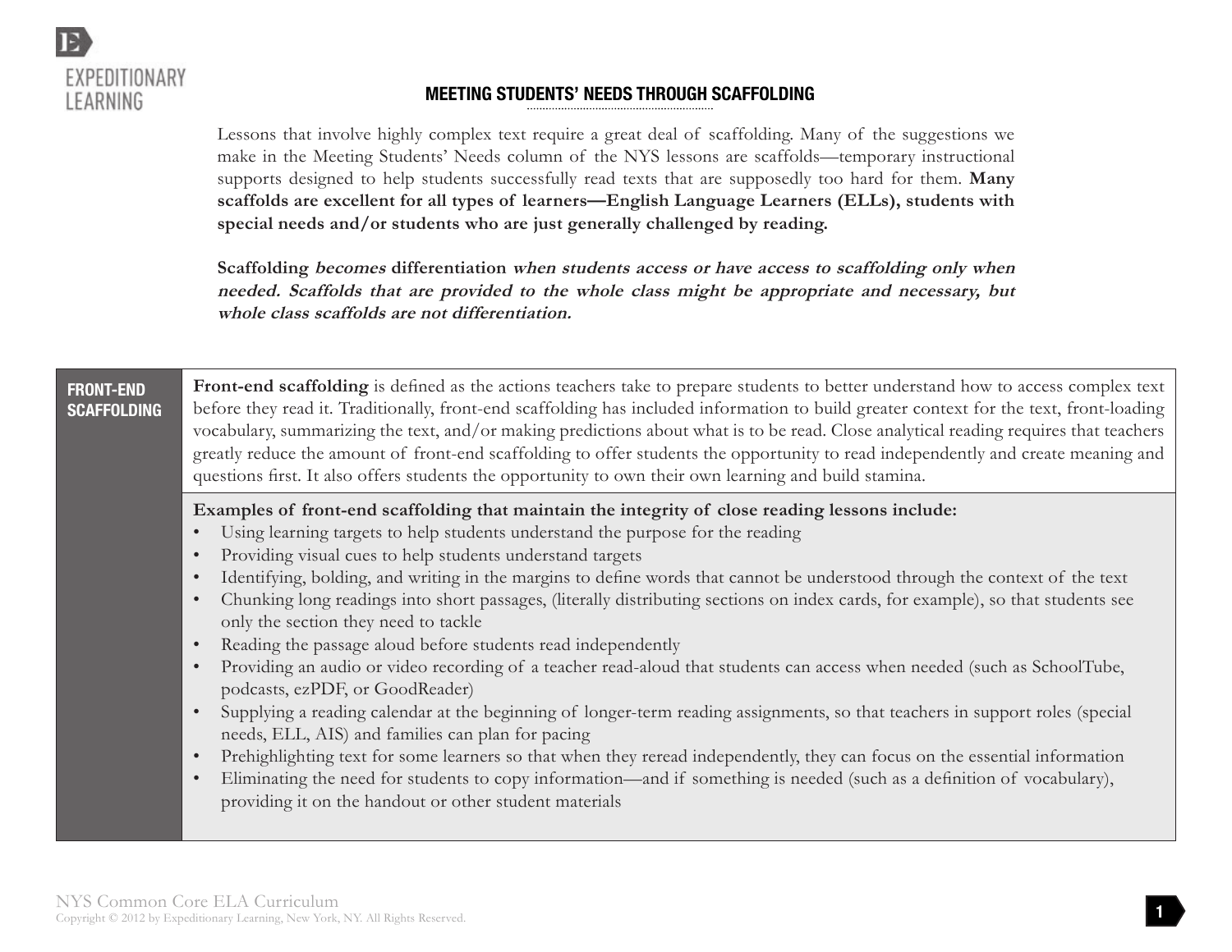# MEETING STUDENTS' NEEDS THROUGH SCAFFOLDING

Lessons that involve highly complex text require a great deal of scaffolding. Many of the suggestions we make in the Meeting Students' Needs column of the NYS lessons are scaffolds—temporary instructional supports designed to help students successfully read texts that are supposedly too hard for them. **Many scaffolds are excellent for all types of learners—English Language Learners (ELLs), students with special needs and/or students who are just generally challenged by reading.**

**Scaffolding *becomes* differentiation *when students access or have access to scaffolding only when needed. Scaffolds that are provided to the whole class might be appropriate and necessary, but whole class scaffolds are not differentiation.***

| FRONT-END SCAFFOLDING | |
|---|---|
| | **Front-end scaffolding** is defined as the actions teachers take to prepare students to better understand how to access complex text before they read it. Traditionally, front-end scaffolding has included information to build greater context for the text, front-loading vocabulary, summarizing the text, and/or making predictions about what is to be read. Close analytical reading requires that teachers greatly reduce the amount of front-end scaffolding to offer students the opportunity to read independently and create meaning and questions first. It also offers students the opportunity to own their own learning and build stamina. |
| | **Examples of front-end scaffolding that maintain the integrity of close reading lessons include:**<br>• Using learning targets to help students understand the purpose for the reading<br>• Providing visual cues to help students understand targets<br>• Identifying, bolding, and writing in the margins to define words that cannot be understood through the context of the text<br>• Chunking long readings into short passages, (literally distributing sections on index cards, for example), so that students see only the section they need to tackle<br>• Reading the passage aloud before students read independently<br>• Providing an audio or video recording of a teacher read-aloud that students can access when needed (such as SchoolTube, podcasts, ezPDF, or GoodReader)<br>• Supplying a reading calendar at the beginning of longer-term reading assignments, so that teachers in support roles (special needs, ELL, AIS) and families can plan for pacing<br>• Prehighlighting text for some learners so that when they reread independently, they can focus on the essential information<br>• Eliminating the need for students to copy information—and if something is needed (such as a definition of vocabulary), providing it on the handout or other student materials |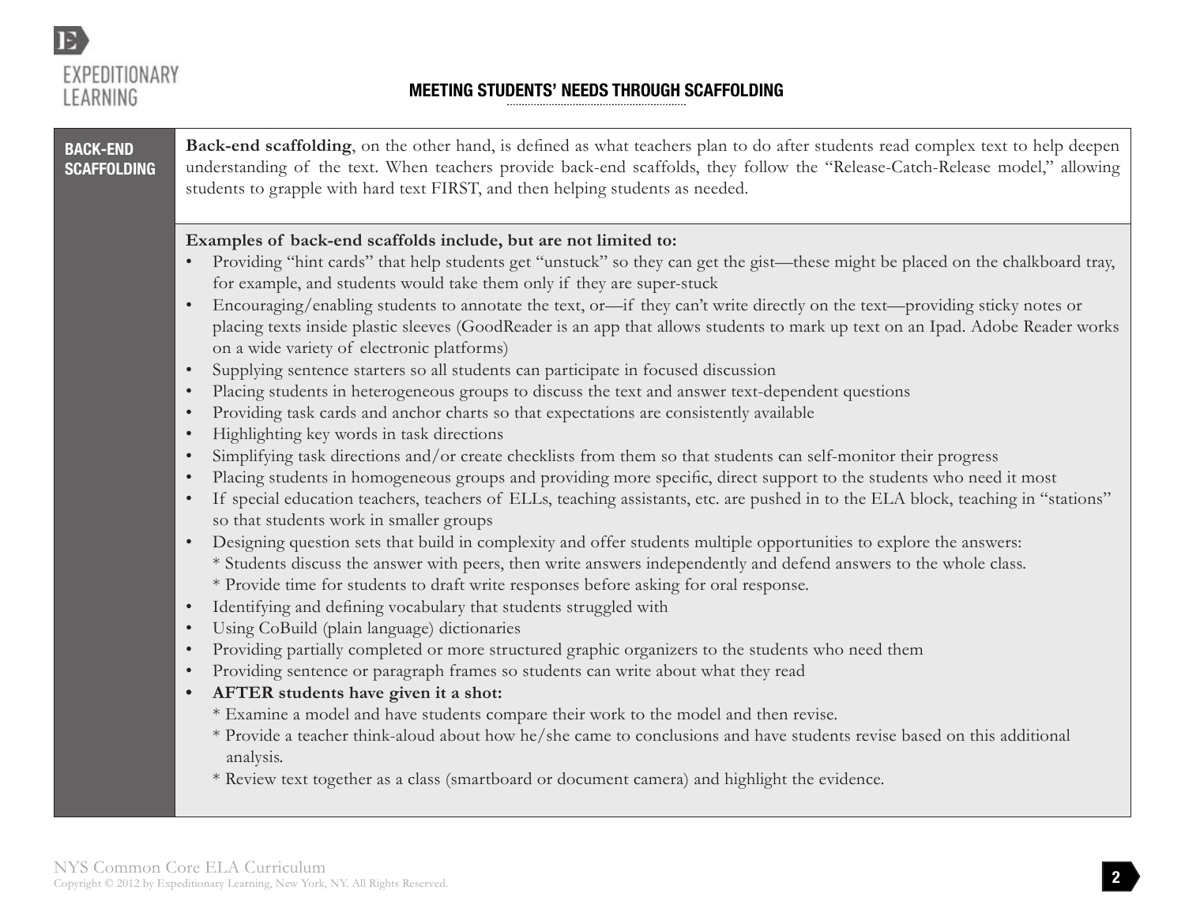## MEETING STUDENTS' NEEDS THROUGH SCAFFOLDING

### BACK-END SCAFFOLDING

**Back-end scaffolding**, on the other hand, is defined as what teachers plan to do after students read complex text to help deepen understanding of the text. When teachers provide back-end scaffolds, they follow the "Release-Catch-Release model," allowing students to grapple with hard text FIRST, and then helping students as needed.

**Examples of back-end scaffolds include, but are not limited to:**

- Providing "hint cards" that help students get "unstuck" so they can get the gist—these might be placed on the chalkboard tray, for example, and students would take them only if they are super-stuck
- Encouraging/enabling students to annotate the text, or—if they can't write directly on the text—providing sticky notes or placing texts inside plastic sleeves (GoodReader is an app that allows students to mark up text on an Ipad. Adobe Reader works on a wide variety of electronic platforms)
- Supplying sentence starters so all students can participate in focused discussion
- Placing students in heterogeneous groups to discuss the text and answer text-dependent questions
- Providing task cards and anchor charts so that expectations are consistently available
- Highlighting key words in task directions
- Simplifying task directions and/or create checklists from them so that students can self-monitor their progress
- Placing students in homogeneous groups and providing more specific, direct support to the students who need it most
- If special education teachers, teachers of ELLs, teaching assistants, etc. are pushed in to the ELA block, teaching in "stations" so that students work in smaller groups
- Designing question sets that build in complexity and offer students multiple opportunities to explore the answers:
  * Students discuss the answer with peers, then write answers independently and defend answers to the whole class.
  * Provide time for students to draft write responses before asking for oral response.
- Identifying and defining vocabulary that students struggled with
- Using CoBuild (plain language) dictionaries
- Providing partially completed or more structured graphic organizers to the students who need them
- Providing sentence or paragraph frames so students can write about what they read
- **AFTER students have given it a shot:**
  * Examine a model and have students compare their work to the model and then revise.
  * Provide a teacher think-aloud about how he/she came to conclusions and have students revise based on this additional analysis.
  * Review text together as a class (smartboard or document camera) and highlight the evidence.

NYS Common Core ELA Curriculum
Copyright © 2012 by Expeditionary Learning, New York, NY. All Rights Reserved.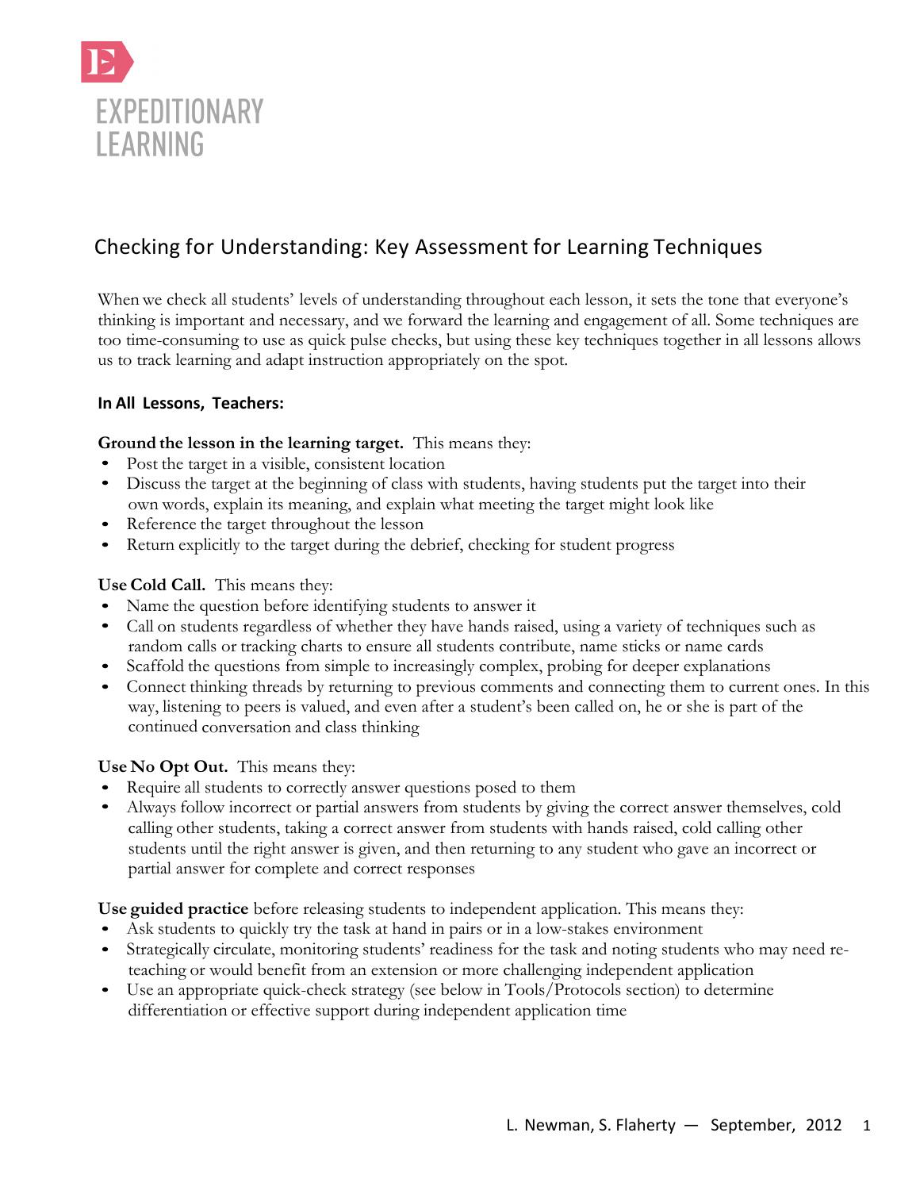EXPEDITIONARY LEARNING

# Checking for Understanding: Key Assessment for Learning Techniques

When we check all students' levels of understanding throughout each lesson, it sets the tone that everyone's thinking is important and necessary, and we forward the learning and engagement of all. Some techniques are too time-consuming to use as quick pulse checks, but using these key techniques together in all lessons allows us to track learning and adapt instruction appropriately on the spot.

## In All Lessons, Teachers:

**Ground the lesson in the learning target.** This means they:

- Post the target in a visible, consistent location
- Discuss the target at the beginning of class with students, having students put the target into their own words, explain its meaning, and explain what meeting the target might look like
- Reference the target throughout the lesson
- Return explicitly to the target during the debrief, checking for student progress

**Use Cold Call.** This means they:

- Name the question before identifying students to answer it
- Call on students regardless of whether they have hands raised, using a variety of techniques such as random calls or tracking charts to ensure all students contribute, name sticks or name cards
- Scaffold the questions from simple to increasingly complex, probing for deeper explanations
- Connect thinking threads by returning to previous comments and connecting them to current ones. In this way, listening to peers is valued, and even after a student's been called on, he or she is part of the continued conversation and class thinking

**Use No Opt Out.** This means they:

- Require all students to correctly answer questions posed to them
- Always follow incorrect or partial answers from students by giving the correct answer themselves, cold calling other students, taking a correct answer from students with hands raised, cold calling other students until the right answer is given, and then returning to any student who gave an incorrect or partial answer for complete and correct responses

**Use guided practice** before releasing students to independent application. This means they:

- Ask students to quickly try the task at hand in pairs or in a low-stakes environment
- Strategically circulate, monitoring students' readiness for the task and noting students who may need re-teaching or would benefit from an extension or more challenging independent application
- Use an appropriate quick-check strategy (see below in Tools/Protocols section) to determine differentiation or effective support during independent application time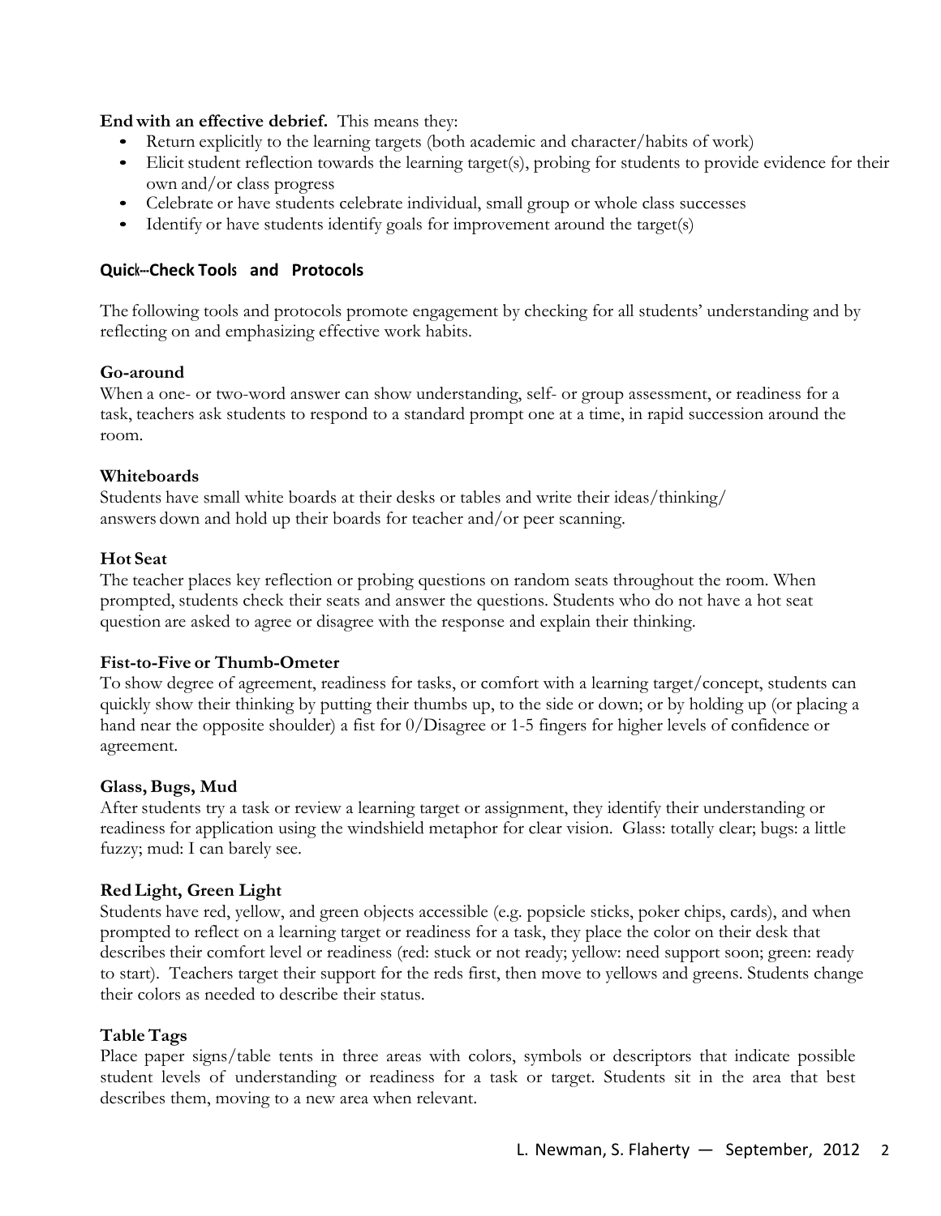**End with an effective debrief.** This means they:

- Return explicitly to the learning targets (both academic and character/habits of work)
- Elicit student reflection towards the learning target(s), probing for students to provide evidence for their own and/or class progress
- Celebrate or have students celebrate individual, small group or whole class successes
- Identify or have students identify goals for improvement around the target(s)

## Quick-Check Tools and Protocols

The following tools and protocols promote engagement by checking for all students' understanding and by reflecting on and emphasizing effective work habits.

**Go-around**
When a one- or two-word answer can show understanding, self- or group assessment, or readiness for a task, teachers ask students to respond to a standard prompt one at a time, in rapid succession around the room.

**Whiteboards**
Students have small white boards at their desks or tables and write their ideas/thinking/ answers down and hold up their boards for teacher and/or peer scanning.

**Hot Seat**
The teacher places key reflection or probing questions on random seats throughout the room. When prompted, students check their seats and answer the questions. Students who do not have a hot seat question are asked to agree or disagree with the response and explain their thinking.

**Fist-to-Five or Thumb-Ometer**
To show degree of agreement, readiness for tasks, or comfort with a learning target/concept, students can quickly show their thinking by putting their thumbs up, to the side or down; or by holding up (or placing a hand near the opposite shoulder) a fist for 0/Disagree or 1-5 fingers for higher levels of confidence or agreement.

**Glass, Bugs, Mud**
After students try a task or review a learning target or assignment, they identify their understanding or readiness for application using the windshield metaphor for clear vision. Glass: totally clear; bugs: a little fuzzy; mud: I can barely see.

**Red Light, Green Light**
Students have red, yellow, and green objects accessible (e.g. popsicle sticks, poker chips, cards), and when prompted to reflect on a learning target or readiness for a task, they place the color on their desk that describes their comfort level or readiness (red: stuck or not ready; yellow: need support soon; green: ready to start). Teachers target their support for the reds first, then move to yellows and greens. Students change their colors as needed to describe their status.

**Table Tags**
Place paper signs/table tents in three areas with colors, symbols or descriptors that indicate possible student levels of understanding or readiness for a task or target. Students sit in the area that best describes them, moving to a new area when relevant.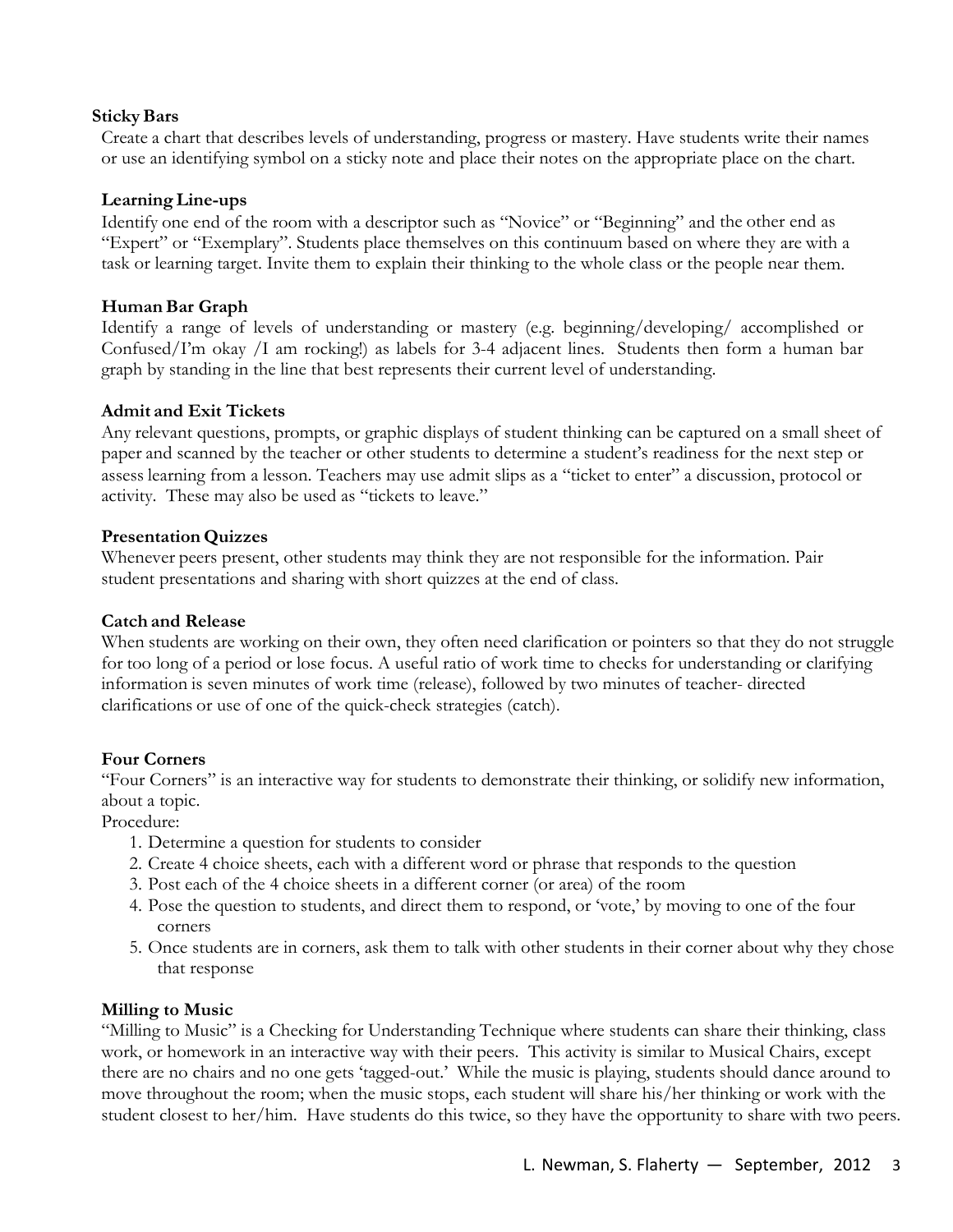**Sticky Bars**

Create a chart that describes levels of understanding, progress or mastery. Have students write their names or use an identifying symbol on a sticky note and place their notes on the appropriate place on the chart.

**Learning Line-ups**

Identify one end of the room with a descriptor such as "Novice" or "Beginning" and the other end as "Expert" or "Exemplary". Students place themselves on this continuum based on where they are with a task or learning target. Invite them to explain their thinking to the whole class or the people near them.

**Human Bar Graph**

Identify a range of levels of understanding or mastery (e.g. beginning/developing/ accomplished or Confused/I'm okay /I am rocking!) as labels for 3-4 adjacent lines. Students then form a human bar graph by standing in the line that best represents their current level of understanding.

**Admit and Exit Tickets**

Any relevant questions, prompts, or graphic displays of student thinking can be captured on a small sheet of paper and scanned by the teacher or other students to determine a student's readiness for the next step or assess learning from a lesson. Teachers may use admit slips as a "ticket to enter" a discussion, protocol or activity. These may also be used as "tickets to leave."

**Presentation Quizzes**

Whenever peers present, other students may think they are not responsible for the information. Pair student presentations and sharing with short quizzes at the end of class.

**Catch and Release**

When students are working on their own, they often need clarification or pointers so that they do not struggle for too long of a period or lose focus. A useful ratio of work time to checks for understanding or clarifying information is seven minutes of work time (release), followed by two minutes of teacher- directed clarifications or use of one of the quick-check strategies (catch).

**Four Corners**

"Four Corners" is an interactive way for students to demonstrate their thinking, or solidify new information, about a topic.

Procedure:

1. Determine a question for students to consider
2. Create 4 choice sheets, each with a different word or phrase that responds to the question
3. Post each of the 4 choice sheets in a different corner (or area) of the room
4. Pose the question to students, and direct them to respond, or 'vote,' by moving to one of the four corners
5. Once students are in corners, ask them to talk with other students in their corner about why they chose that response

**Milling to Music**

"Milling to Music" is a Checking for Understanding Technique where students can share their thinking, class work, or homework in an interactive way with their peers. This activity is similar to Musical Chairs, except there are no chairs and no one gets 'tagged-out.' While the music is playing, students should dance around to move throughout the room; when the music stops, each student will share his/her thinking or work with the student closest to her/him. Have students do this twice, so they have the opportunity to share with two peers.

L. Newman, S. Flaherty — September, 2012